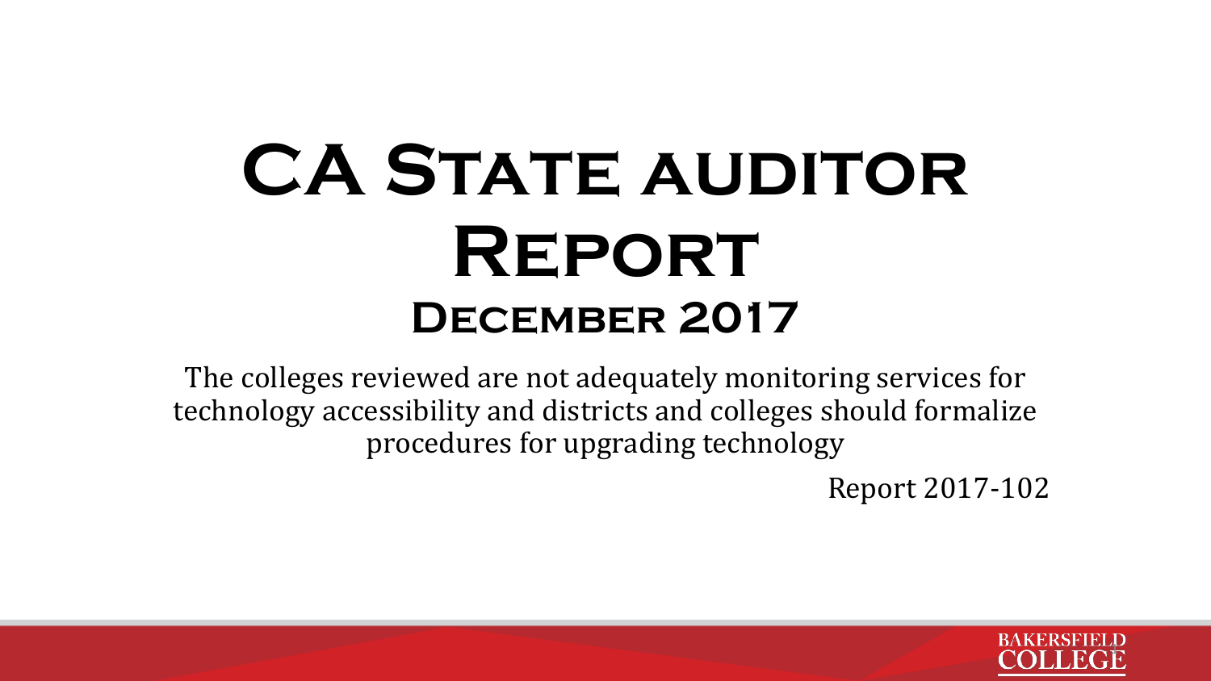# CA State auditor Report

## December 2017

The colleges reviewed are not adequately monitoring services for technology accessibility and districts and colleges should formalize procedures for upgrading technology

Report 2017-102

BAKERSFIELD COLLEGE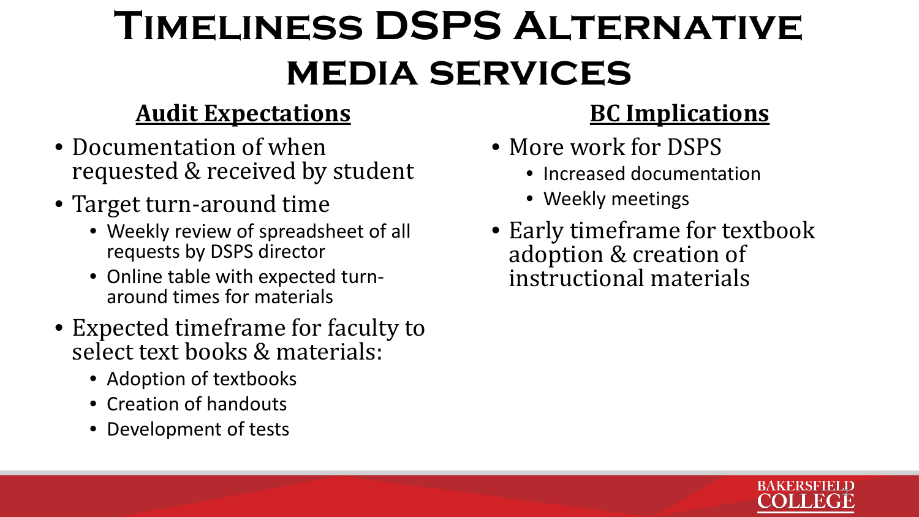# Timeliness DSPS Alternative media services

## Audit Expectations

- Documentation of when requested & received by student
- Target turn-around time
  - Weekly review of spreadsheet of all requests by DSPS director
  - Online table with expected turn-around times for materials
- Expected timeframe for faculty to select text books & materials:
  - Adoption of textbooks
  - Creation of handouts
  - Development of tests

## BC Implications

- More work for DSPS
  - Increased documentation
  - Weekly meetings
- Early timeframe for textbook adoption & creation of instructional materials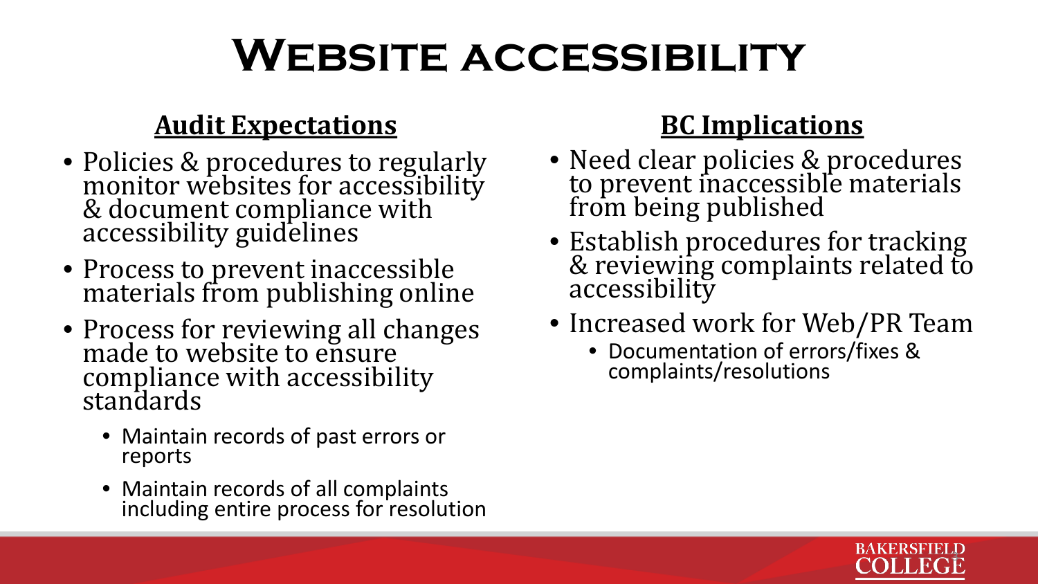# Website accessibility

## Audit Expectations

- Policies & procedures to regularly monitor websites for accessibility & document compliance with accessibility guidelines
- Process to prevent inaccessible materials from publishing online
- Process for reviewing all changes made to website to ensure compliance with accessibility standards
  - Maintain records of past errors or reports
  - Maintain records of all complaints including entire process for resolution

## BC Implications

- Need clear policies & procedures to prevent inaccessible materials from being published
- Establish procedures for tracking & reviewing complaints related to accessibility
- Increased work for Web/PR Team
  - Documentation of errors/fixes & complaints/resolutions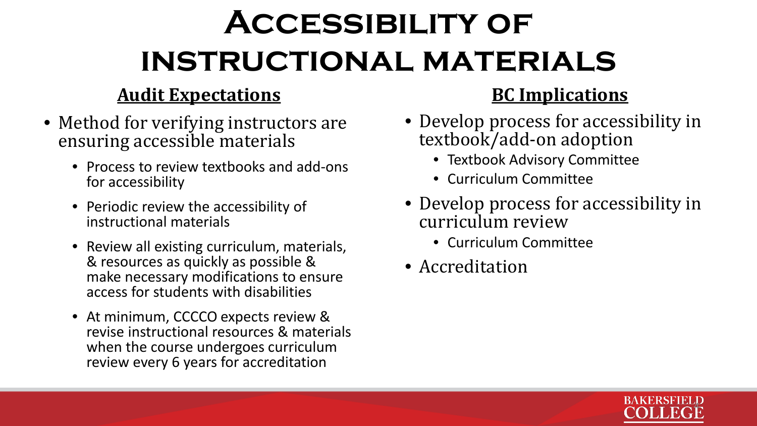# Accessibility of instructional materials

## Audit Expectations

- Method for verifying instructors are ensuring accessible materials
  - Process to review textbooks and add-ons for accessibility
  - Periodic review the accessibility of instructional materials
  - Review all existing curriculum, materials, & resources as quickly as possible & make necessary modifications to ensure access for students with disabilities
  - At minimum, CCCCO expects review & revise instructional resources & materials when the course undergoes curriculum review every 6 years for accreditation

## BC Implications

- Develop process for accessibility in textbook/add-on adoption
  - Textbook Advisory Committee
  - Curriculum Committee
- Develop process for accessibility in curriculum review
  - Curriculum Committee
- Accreditation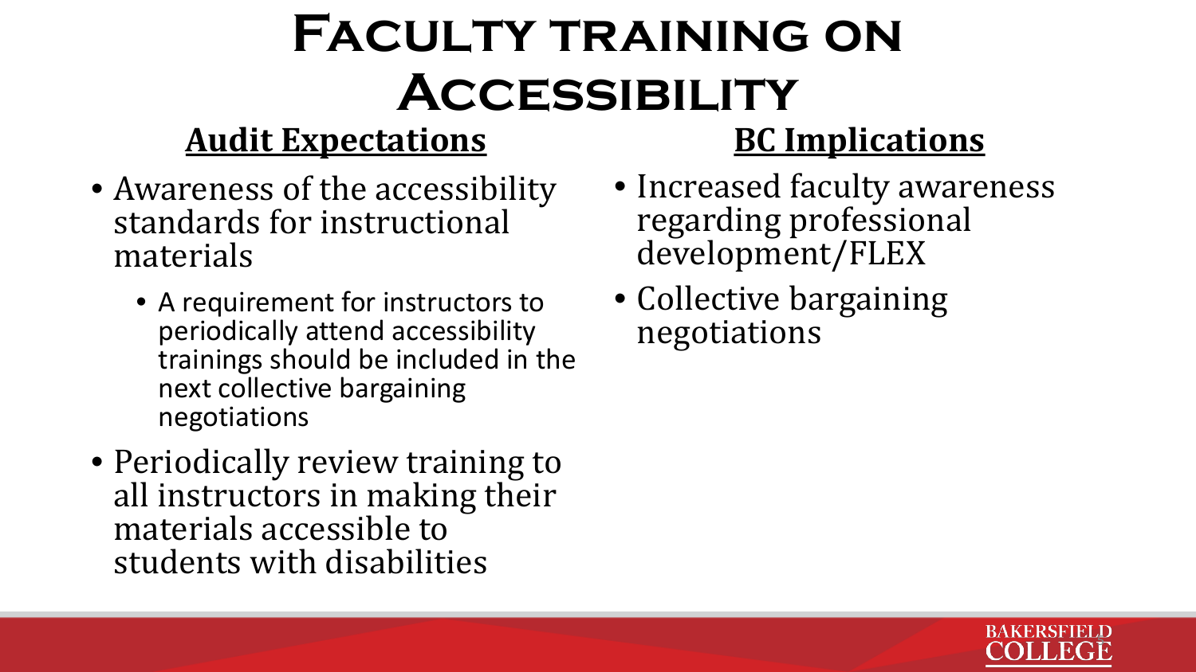# Faculty training on Accessibility

## Audit Expectations

- Awareness of the accessibility standards for instructional materials
  - A requirement for instructors to periodically attend accessibility trainings should be included in the next collective bargaining negotiations
- Periodically review training to all instructors in making their materials accessible to students with disabilities

## BC Implications

- Increased faculty awareness regarding professional development/FLEX
- Collective bargaining negotiations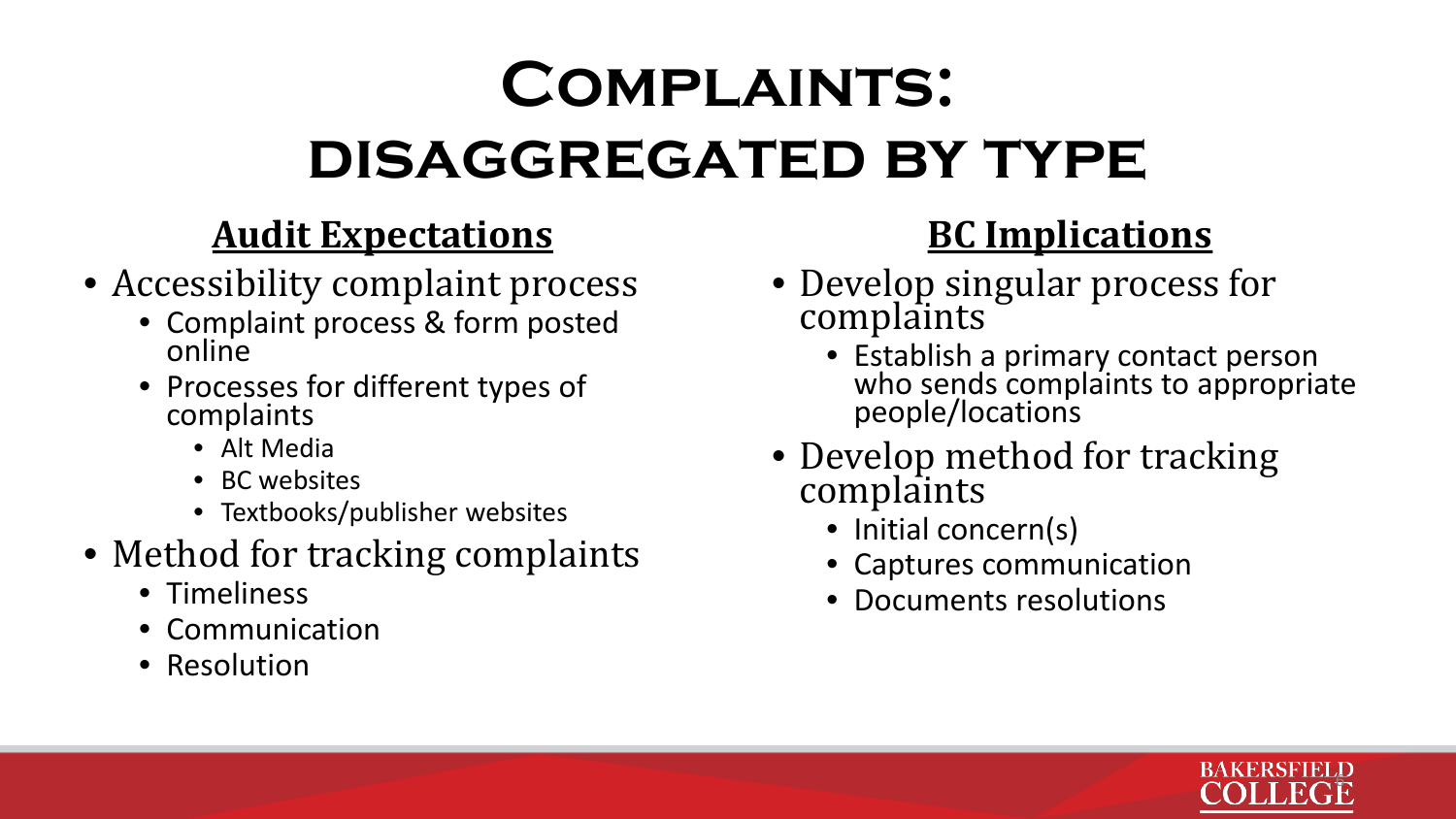# Complaints: disaggregated by type

## Audit Expectations

- Accessibility complaint process
  - Complaint process & form posted online
  - Processes for different types of complaints
    - Alt Media
    - BC websites
    - Textbooks/publisher websites
- Method for tracking complaints
  - Timeliness
  - Communication
  - Resolution

## BC Implications

- Develop singular process for complaints
  - Establish a primary contact person who sends complaints to appropriate people/locations
- Develop method for tracking complaints
  - Initial concern(s)
  - Captures communication
  - Documents resolutions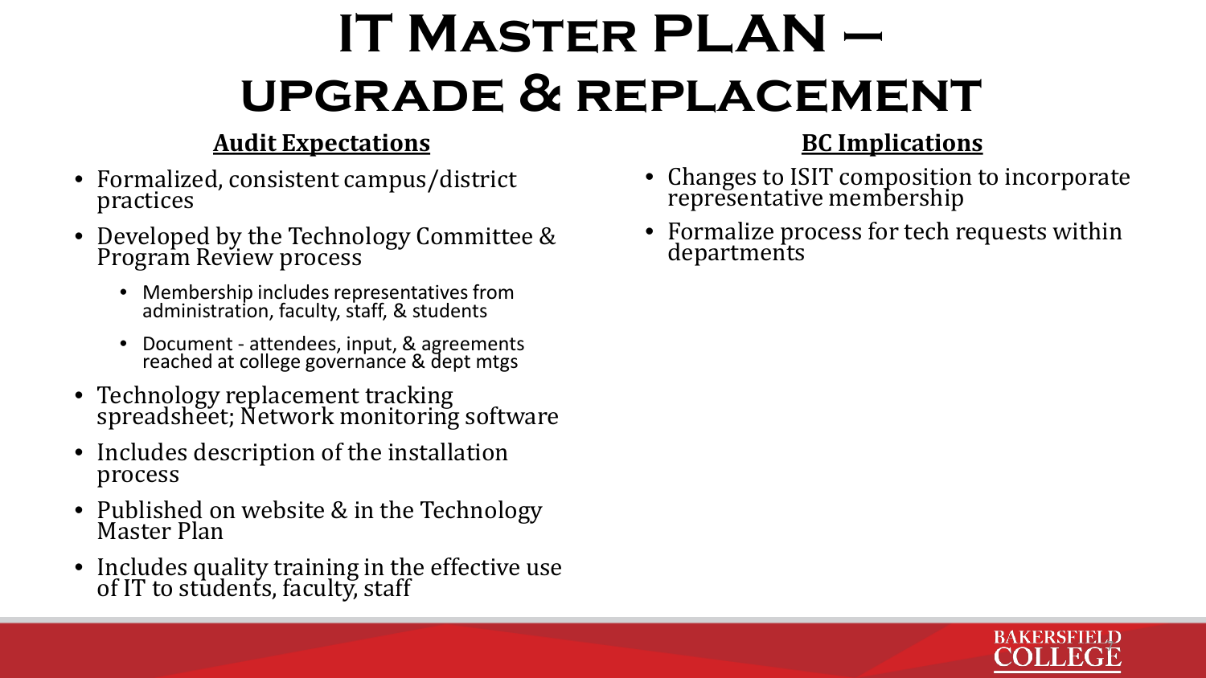# IT Master PLAN – upgrade & replacement

## Audit Expectations

- Formalized, consistent campus/district practices
- Developed by the Technology Committee & Program Review process
  - Membership includes representatives from administration, faculty, staff, & students
  - Document - attendees, input, & agreements reached at college governance & dept mtgs
- Technology replacement tracking spreadsheet; Network monitoring software
- Includes description of the installation process
- Published on website & in the Technology Master Plan
- Includes quality training in the effective use of IT to students, faculty, staff

## BC Implications

- Changes to ISIT composition to incorporate representative membership
- Formalize process for tech requests within departments